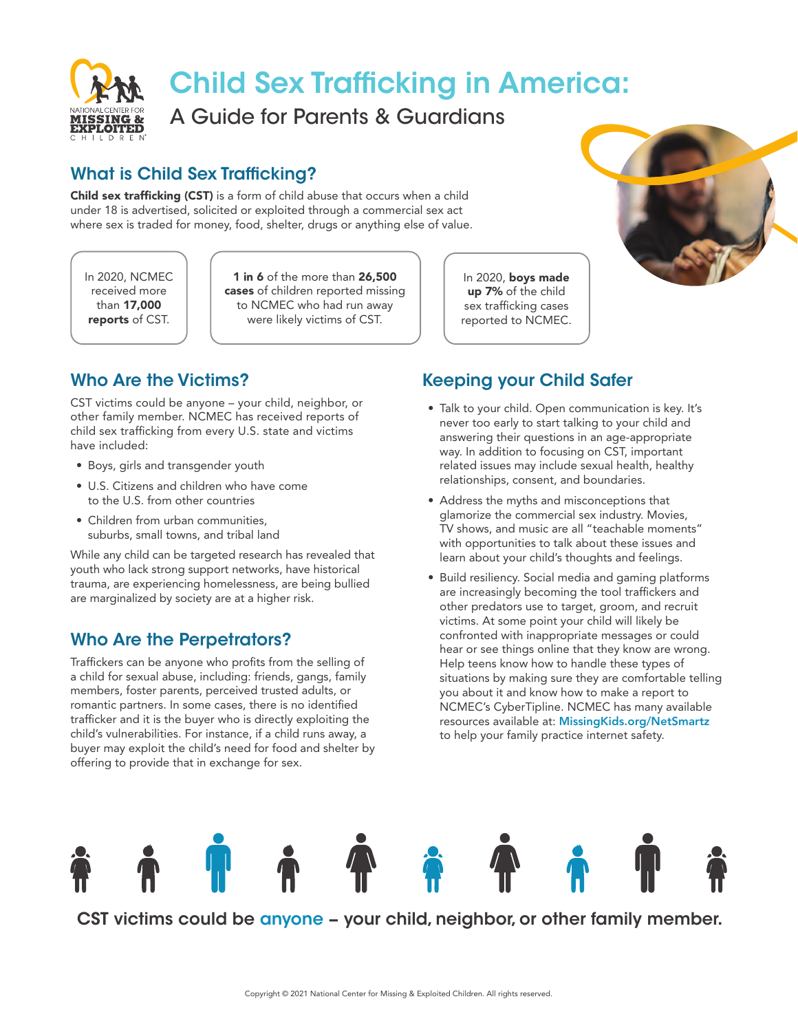# Child Sex Trafficking in America:

## A Guide for Parents & Guardians

## What is Child Sex Trafficking?

**Child sex trafficking (CST)** is a form of child abuse that occurs when a child under 18 is advertised, solicited or exploited through a commercial sex act where sex is traded for money, food, shelter, drugs or anything else of value.

In 2020, NCMEC received more than **17,000 reports** of CST.

**1 in 6** of the more than **26,500 cases** of children reported missing to NCMEC who had run away were likely victims of CST.

In 2020, **boys made up 7%** of the child sex trafficking cases reported to NCMEC.

## Who Are the Victims?

CST victims could be anyone – your child, neighbor, or other family member. NCMEC has received reports of child sex trafficking from every U.S. state and victims have included:

- Boys, girls and transgender youth
- U.S. Citizens and children who have come to the U.S. from other countries
- Children from urban communities, suburbs, small towns, and tribal land

While any child can be targeted research has revealed that youth who lack strong support networks, have historical trauma, are experiencing homelessness, are being bullied are marginalized by society are at a higher risk.

## Who Are the Perpetrators?

Traffickers can be anyone who profits from the selling of a child for sexual abuse, including: friends, gangs, family members, foster parents, perceived trusted adults, or romantic partners. In some cases, there is no identified trafficker and it is the buyer who is directly exploiting the child's vulnerabilities. For instance, if a child runs away, a buyer may exploit the child's need for food and shelter by offering to provide that in exchange for sex.

## Keeping your Child Safer

- Talk to your child. Open communication is key. It's never too early to start talking to your child and answering their questions in an age-appropriate way. In addition to focusing on CST, important related issues may include sexual health, healthy relationships, consent, and boundaries.
- Address the myths and misconceptions that glamorize the commercial sex industry. Movies, TV shows, and music are all "teachable moments" with opportunities to talk about these issues and learn about your child's thoughts and feelings.
- Build resiliency. Social media and gaming platforms are increasingly becoming the tool traffickers and other predators use to target, groom, and recruit victims. At some point your child will likely be confronted with inappropriate messages or could hear or see things online that they know are wrong. Help teens know how to handle these types of situations by making sure they are comfortable telling you about it and know how to make a report to NCMEC's CyberTipline. NCMEC has many available resources available at: MissingKids.org/NetSmartz to help your family practice internet safety.

**CST victims could be anyone – your child, neighbor, or other family member.**

Copyright © 2021 National Center for Missing & Exploited Children. All rights reserved.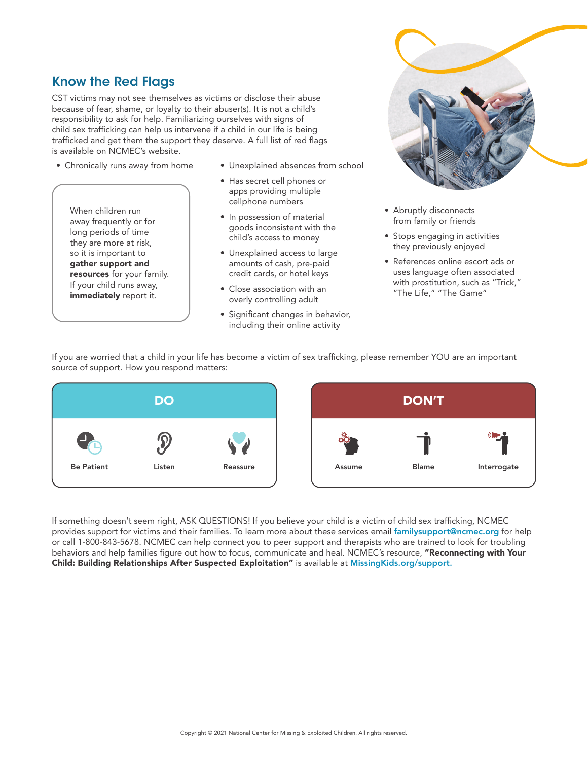## Know the Red Flags

CST victims may not see themselves as victims or disclose their abuse because of fear, shame, or loyalty to their abuser(s). It is not a child's responsibility to ask for help. Familiarizing ourselves with signs of child sex trafficking can help us intervene if a child in our life is being trafficked and get them the support they deserve. A full list of red flags is available on NCMEC's website.

- Chronically runs away from home

> When children run away frequently or for long periods of time they are more at risk, so it is important to **gather support and resources** for your family. If your child runs away, **immediately** report it.

- Unexplained absences from school
- Has secret cell phones or apps providing multiple cellphone numbers
- In possession of material goods inconsistent with the child's access to money
- Unexplained access to large amounts of cash, pre-paid credit cards, or hotel keys
- Close association with an overly controlling adult
- Significant changes in behavior, including their online activity
- Abruptly disconnects from family or friends
- Stops engaging in activities they previously enjoyed
- References online escort ads or uses language often associated with prostitution, such as "Trick," "The Life," "The Game"

If you are worried that a child in your life has become a victim of sex trafficking, please remember YOU are an important source of support. How you respond matters:

| DO | DON'T |
| --- | --- |
| Be Patient | Assume |
| Listen | Blame |
| Reassure | Interrogate |

If something doesn't seem right, ASK QUESTIONS! If you believe your child is a victim of child sex trafficking, NCMEC provides support for victims and their families. To learn more about these services email familysupport@ncmec.org for help or call 1-800-843-5678. NCMEC can help connect you to peer support and therapists who are trained to look for troubling behaviors and help families figure out how to focus, communicate and heal. NCMEC's resource, **"Reconnecting with Your Child: Building Relationships After Suspected Exploitation"** is available at MissingKids.org/support.

Copyright © 2021 National Center for Missing & Exploited Children. All rights reserved.